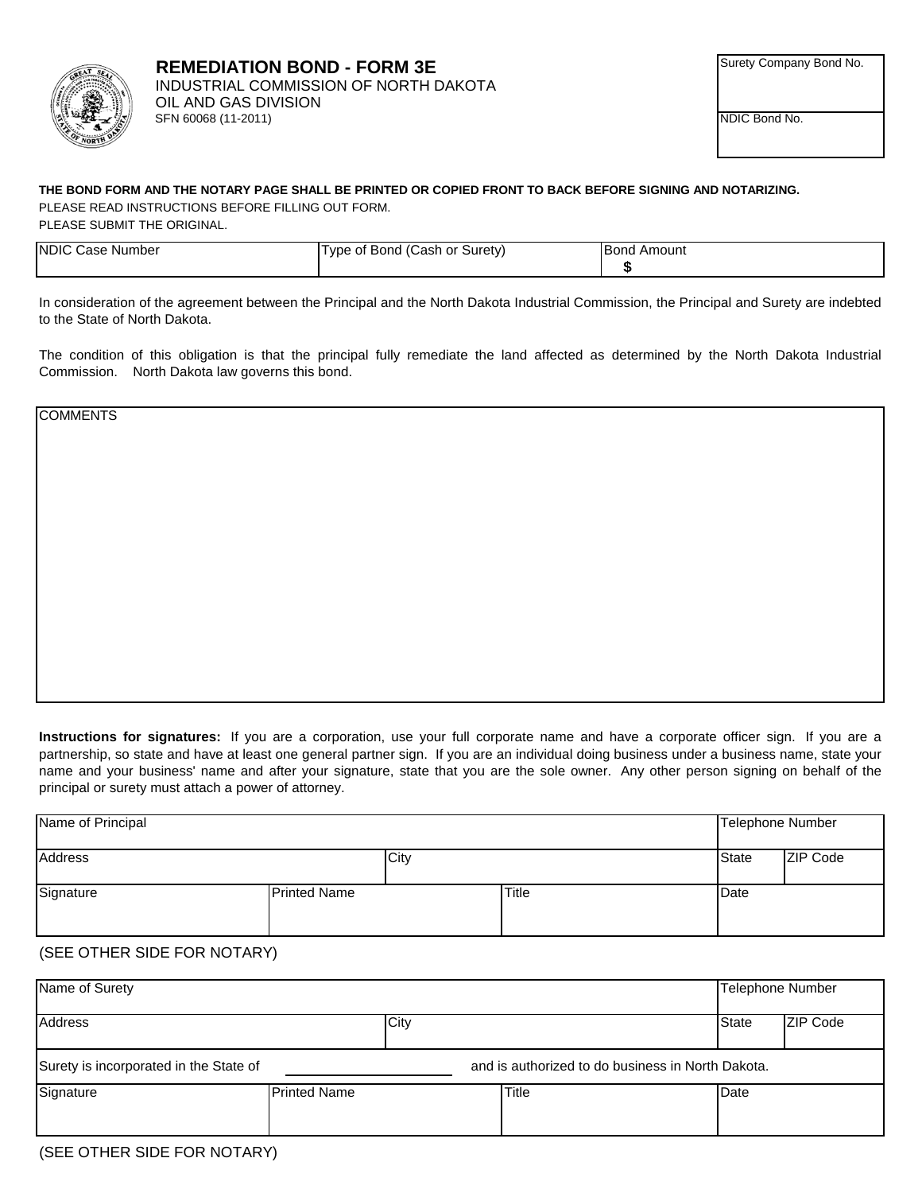# REMEDIATION BOND - FORM 3E

INDUSTRIAL COMMISSION OF NORTH DAKOTA
OIL AND GAS DIVISION
SFN 60068 (11-2011)

| Surety Company Bond No. |
|---|
| NDIC Bond No. |

**THE BOND FORM AND THE NOTARY PAGE SHALL BE PRINTED OR COPIED FRONT TO BACK BEFORE SIGNING AND NOTARIZING.**
PLEASE READ INSTRUCTIONS BEFORE FILLING OUT FORM.
PLEASE SUBMIT THE ORIGINAL.

| NDIC Case Number | Type of Bond (Cash or Surety) | Bond Amount |
|---|---|---|
| | | $ |

In consideration of the agreement between the Principal and the North Dakota Industrial Commission, the Principal and Surety are indebted to the State of North Dakota.

The condition of this obligation is that the principal fully remediate the land affected as determined by the North Dakota Industrial Commission. North Dakota law governs this bond.

| COMMENTS |
|---|
| |

**Instructions for signatures:** If you are a corporation, use your full corporate name and have a corporate officer sign. If you are a partnership, so state and have at least one general partner sign. If you are an individual doing business under a business name, state your name and your business' name and after your signature, state that you are the sole owner. Any other person signing on behalf of the principal or surety must attach a power of attorney.

| Name of Principal | | | Telephone Number | |
|---|---|---|---|---|
| Address | City | | State | ZIP Code |
| Signature | Printed Name | Title | Date | |

(SEE OTHER SIDE FOR NOTARY)

| Name of Surety | | | Telephone Number | |
|---|---|---|---|---|
| Address | City | | State | ZIP Code |
| Surety is incorporated in the State of ______ and is authorized to do business in North Dakota. | | | | |
| Signature | Printed Name | Title | Date | |

(SEE OTHER SIDE FOR NOTARY)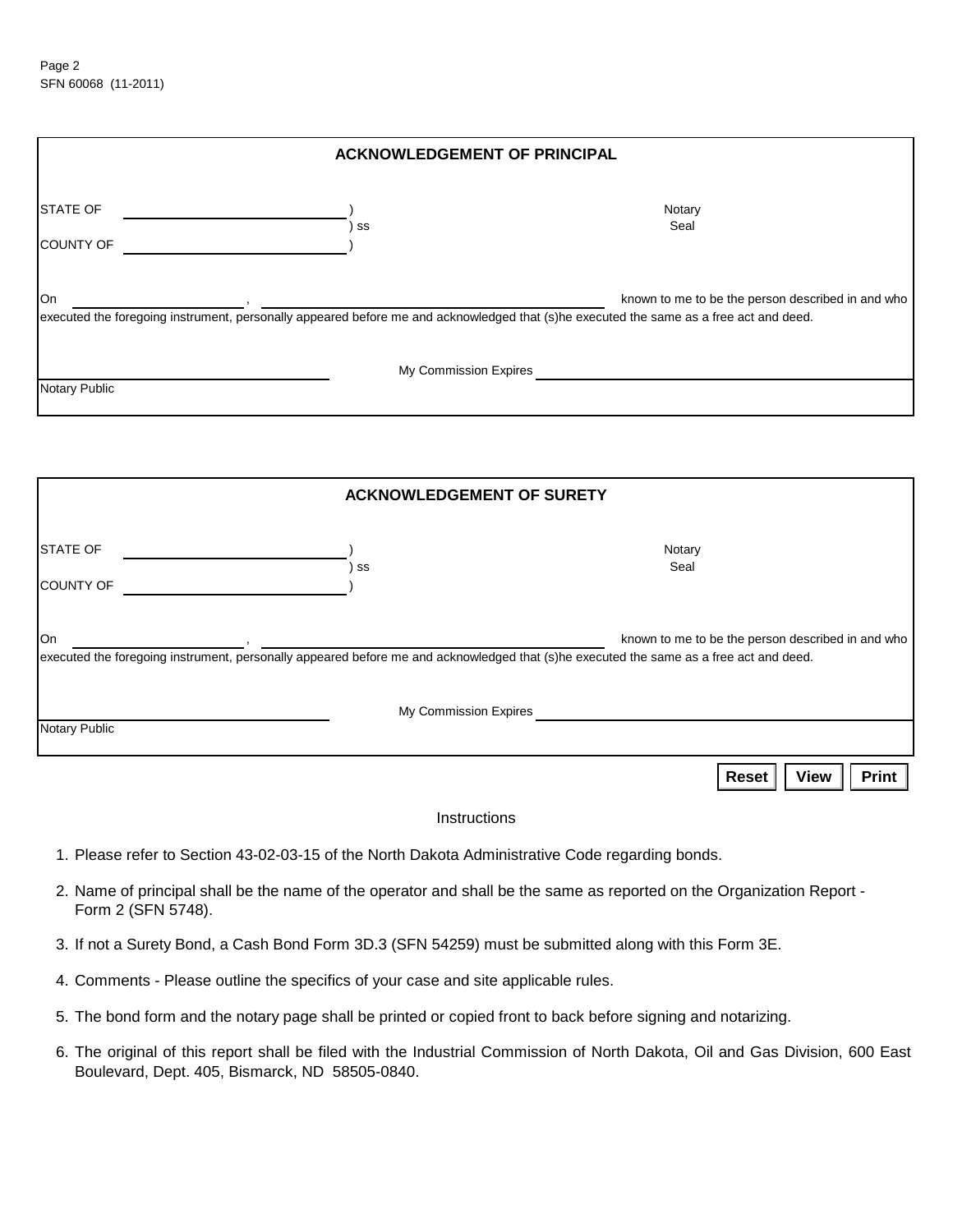## ACKNOWLEDGEMENT OF PRINCIPAL

STATE OF ______________________ )
) ss
COUNTY OF ______________________ )

Notary
Seal

On ____________________ , ______________________________________ known to me to be the person described in and who executed the foregoing instrument, personally appeared before me and acknowledged that (s)he executed the same as a free act and deed.

______________________________ My Commission Expires ______________________________
Notary Public

## ACKNOWLEDGEMENT OF SURETY

STATE OF ______________________ )
) ss
COUNTY OF ______________________ )

Notary
Seal

On ____________________ , ______________________________________ known to me to be the person described in and who executed the foregoing instrument, personally appeared before me and acknowledged that (s)he executed the same as a free act and deed.

______________________________ My Commission Expires ______________________________
Notary Public

Reset | View | Print

### Instructions

1. Please refer to Section 43-02-03-15 of the North Dakota Administrative Code regarding bonds.
2. Name of principal shall be the name of the operator and shall be the same as reported on the Organization Report - Form 2 (SFN 5748).
3. If not a Surety Bond, a Cash Bond Form 3D.3 (SFN 54259) must be submitted along with this Form 3E.
4. Comments - Please outline the specifics of your case and site applicable rules.
5. The bond form and the notary page shall be printed or copied front to back before signing and notarizing.
6. The original of this report shall be filed with the Industrial Commission of North Dakota, Oil and Gas Division, 600 East Boulevard, Dept. 405, Bismarck, ND 58505-0840.